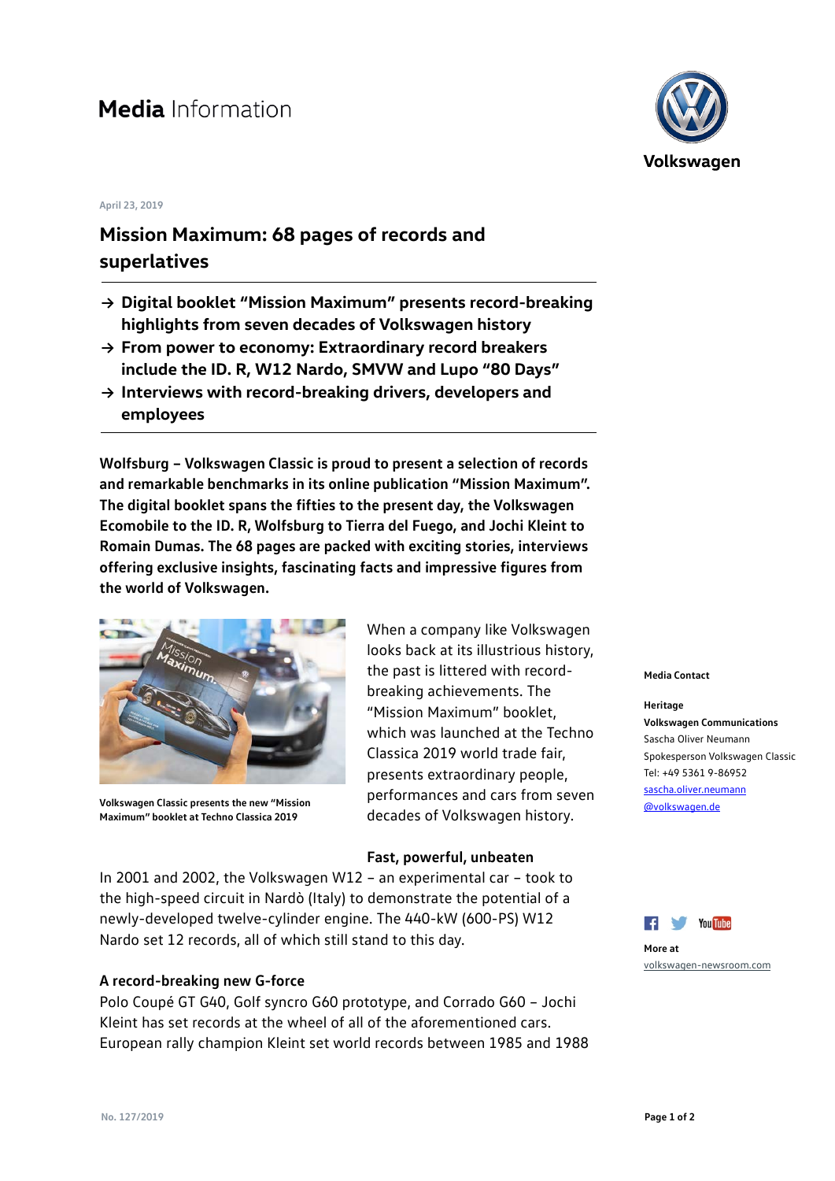# Media Information

April 23, 2019

## Mission Maximum: 68 pages of records and superlatives

- → **Digital booklet "Mission Maximum" presents record-breaking highlights from seven decades of Volkswagen history**
- → **From power to economy: Extraordinary record breakers include the ID. R, W12 Nardo, SMVW and Lupo "80 Days"**
- → **Interviews with record-breaking drivers, developers and employees**

**Wolfsburg – Volkswagen Classic is proud to present a selection of records and remarkable benchmarks in its online publication "Mission Maximum". The digital booklet spans the fifties to the present day, the Volkswagen Ecomobile to the ID. R, Wolfsburg to Tierra del Fuego, and Jochi Kleint to Romain Dumas. The 68 pages are packed with exciting stories, interviews offering exclusive insights, fascinating facts and impressive figures from the world of Volkswagen.**

Volkswagen Classic presents the new "Mission Maximum" booklet at Techno Classica 2019

When a company like Volkswagen looks back at its illustrious history, the past is littered with record-breaking achievements. The "Mission Maximum" booklet, which was launched at the Techno Classica 2019 world trade fair, presents extraordinary people, performances and cars from seven decades of Volkswagen history.

### Fast, powerful, unbeaten

In 2001 and 2002, the Volkswagen W12 – an experimental car – took to the high-speed circuit in Nardò (Italy) to demonstrate the potential of a newly-developed twelve-cylinder engine. The 440-kW (600-PS) W12 Nardo set 12 records, all of which still stand to this day.

### A record-breaking new G-force

Polo Coupé GT G40, Golf syncro G60 prototype, and Corrado G60 – Jochi Kleint has set records at the wheel of all of the aforementioned cars. European rally champion Kleint set world records between 1985 and 1988

**Media Contact**

**Heritage**
**Volkswagen Communications**
Sascha Oliver Neumann
Spokesperson Volkswagen Classic
Tel: +49 5361 9-86952
sascha.oliver.neumann@volkswagen.de

**More at**
volkswagen-newsroom.com

No. 127/2019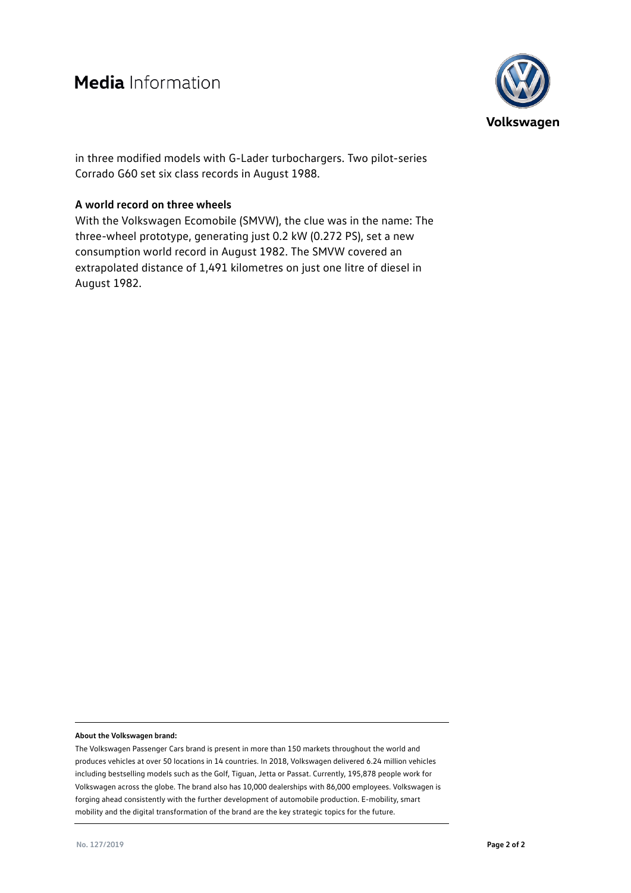in three modified models with G-Lader turbochargers. Two pilot-series Corrado G60 set six class records in August 1988.

### A world record on three wheels

With the Volkswagen Ecomobile (SMVW), the clue was in the name: The three-wheel prototype, generating just 0.2 kW (0.272 PS), set a new consumption world record in August 1982. The SMVW covered an extrapolated distance of 1,491 kilometres on just one litre of diesel in August 1982.

---

**About the Volkswagen brand:**

The Volkswagen Passenger Cars brand is present in more than 150 markets throughout the world and produces vehicles at over 50 locations in 14 countries. In 2018, Volkswagen delivered 6.24 million vehicles including bestselling models such as the Golf, Tiguan, Jetta or Passat. Currently, 195,878 people work for Volkswagen across the globe. The brand also has 10,000 dealerships with 86,000 employees. Volkswagen is forging ahead consistently with the further development of automobile production. E-mobility, smart mobility and the digital transformation of the brand are the key strategic topics for the future.

---

No. 127/2019